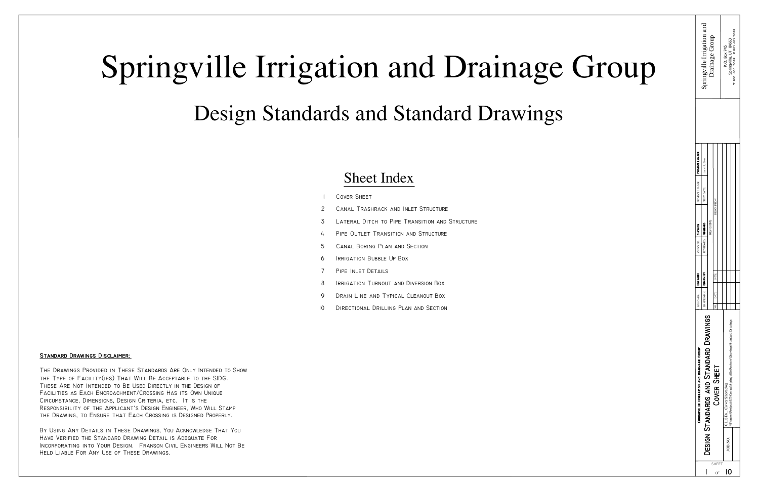# Springville Irrigation and Drainage Group

## Design Standards and Standard Drawings

### Sheet Index

1. Cover Sheet
2. Canal Trashrack and Inlet Structure
3. Lateral Ditch to Pipe Transition and Structure
4. Pipe Outlet Transition and Structure
5. Canal Boring Plan and Section
6. Irrigation Bubble Up Box
7. Pipe Inlet Details
8. Irrigation Turnout and Diversion Box
9. Drain Line and Typical Cleanout Box
10. Directional Drilling Plan and Section

**Standard Drawings Disclaimer:**

The Drawings Provided in These Standards Are Only Intended to Show the Type of Facility(ies) That Will Be Acceptable to the SIDG. These Are Not Intended to Be Used Directly in the Design of Facilities as Each Encroachment/Crossing Has its Own Unique Circumstance, Dimensions, Design Criteria, etc. It is the Responsibility of the Applicant's Design Engineer, Who Will Stamp the Drawing, to Ensure that Each Crossing is Designed Properly.

By Using Any Details in These Drawings, You Acknowledge That You Have Verified the Standard Drawing Detail is Adequate For Incorporating into Your Design. Franson Civil Engineers Will Not Be Held Liable For Any Use of These Drawings.

Springville Irrigation and Drainage Group
P.O. Box 745
Springville, UT 84663

Designer: Engineer | Checked: Checker | Project Leader: Project Leader
Draftsman: Drawn By | Reviewed: Reviewer | Print Date: July 19, 2016

| No. | Date | Init. | Revisions Description |
| --- | --- | --- | --- |
| | | | |

Springville Irrigation and Drainage Group
Design Standards and Standard Drawings
Cover Sheet

01_SDs_Cover Sheet.dwg

Job No.

Sheet 1 of 10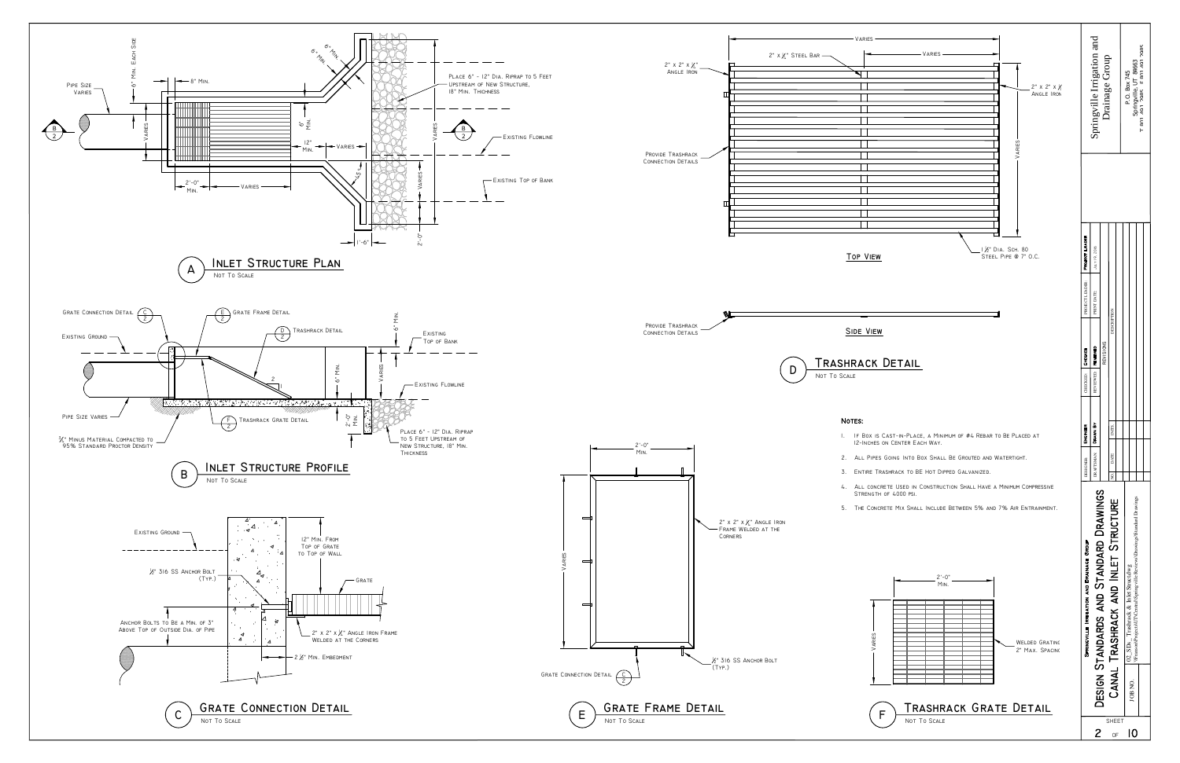## A — Inlet Structure Plan
Not To Scale

- Pipe Size Varies
- 6" Min. Each Side
- 8" Min.
- 6" Min.
- 12" Min.
- Varies
- 2'-0" Min.
- 45°
- 1'-6"
- 2'-0"
- Place 6" - 12" Dia. Riprap to 5 Feet Upstream of New Structure, 18" Min. Thickness
- Existing Flowline
- Existing Top of Bank

## B — Inlet Structure Profile
Not To Scale

- Grate Connection Detail (C/2)
- Grate Frame Detail (E/2)
- Trashrack Detail (D/2)
- Trashrack Grate Detail (F/2)
- Existing Ground
- Existing Top of Bank
- Existing Flowline
- Pipe Size Varies
- ¾" Minus Material Compacted to 95% Standard Proctor Density
- Place 6" - 12" Dia. Riprap to 5 Feet Upstream of New Structure, 18" Min. Thickness
- 6" Min.
- 2'-0" Min.
- Varies
- 2:1

## C — Grate Connection Detail
Not To Scale

- Existing Ground
- ½" 316 SS Anchor Bolt (Typ.)
- 12" Min. From Top of Grate to Top of Wall
- Grate
- Anchor Bolts to Be a Min. of 3" Above Top of Outside Dia. of Pipe
- 2" x 2" x ¼" Angle Iron Frame Welded at the Corners
- 2 ½" Min. Embedment

## D — Trashrack Detail
Not To Scale

### Top View

- Varies
- 2" x ¼" Steel Bar
- 2" x 2" x ¼" Angle Iron
- Provide Trashrack Connection Details
- 1 ½" Dia. Sch. 80 Steel Pipe @ 7" O.C.

### Side View

- Provide Trashrack Connection Details

## E — Grate Frame Detail
Not To Scale

- 2'-0" Min.
- Varies
- 2" x 2" x ¼" Angle Iron Frame Welded at the Corners
- ½" 316 SS Anchor Bolt (Typ.)
- Grate Connection Detail (C/2)

## F — Trashrack Grate Detail
Not To Scale

- 2'-0" Min.
- Varies
- Welded Grating 2" Max. Spacing

## Notes:

1. If Box is Cast-in-Place, a Minimum of #4 Rebar to Be Placed at 12-Inches on Center Each Way.
2. All Pipes Going Into Box Shall Be Grouted and Watertight.
3. Entire Trashrack to BE Hot Dipped Galvanized.
4. All concrete Used in Construction Shall Have a Minimum Compressive Strength of 4000 psi.
5. The Concrete Mix Shall Include Between 5% and 7% Air Entrainment.

---

Springville Irrigation and Drainage Group
P.O. Box 745
Springville, UT 84663

Springville Irrigation and Drainage Group
**Design Standards and Standard Drawings**
**Canal Trashrack and Inlet Structure**

| DESIGNER | ENGINEER | CHECKED | CHECKED | PROJECT LEADER | PROJECT LEADER |
|---|---|---|---|---|---|
| DRAFTSMAN | DRAWN BY | REVIEWED | REVIEWED | PRINT DATE | JULY 19, 2016 |

REVISIONS

| NO. | DATE | INITS. | DESCRIPTION |
|---|---|---|---|

02_SDS__Trashrack & Inlet Structure

JOB NO.

SHEET 2 OF 10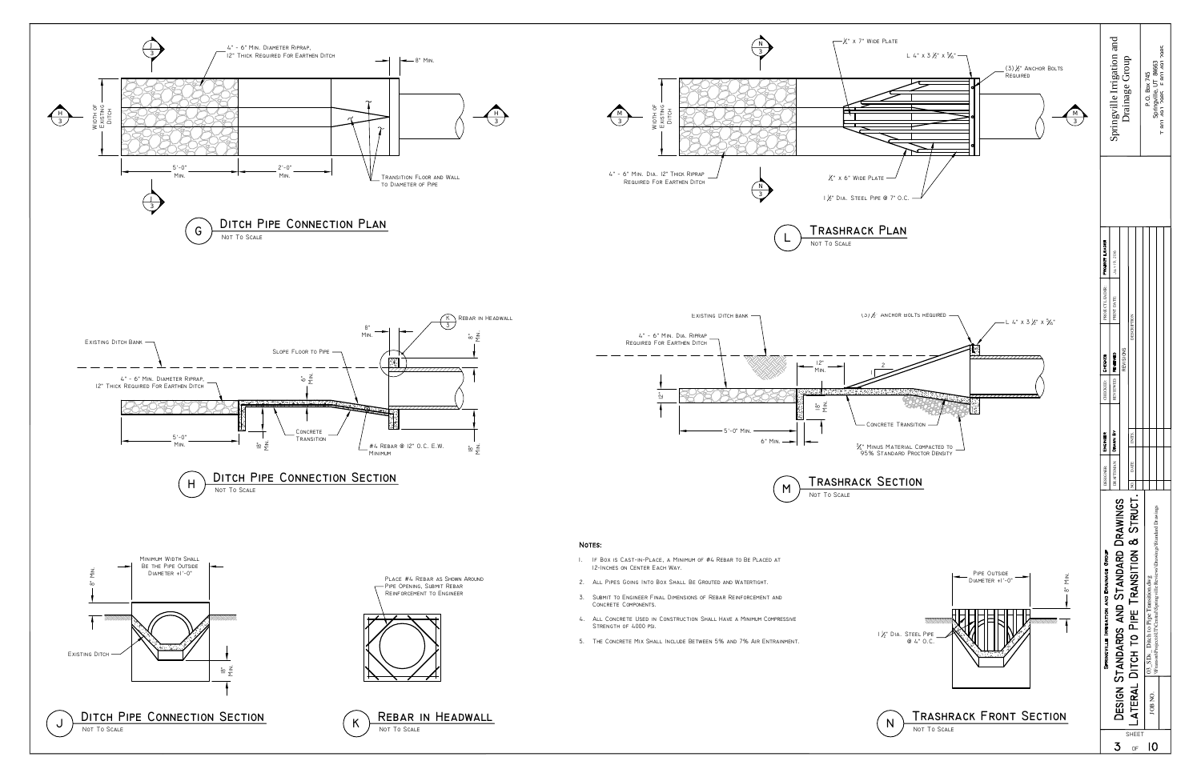## G — Ditch Pipe Connection Plan

Not To Scale

- 4" - 6" Min. Diameter Riprap, 12" Thick Required For Earthen Ditch
- 8" Min.
- Width of Existing Ditch
- 5'-0" Min.
- 2'-0" Min.
- Transition Floor and Wall to Diameter of Pipe

## H — Ditch Pipe Connection Section

Not To Scale

- Existing Ditch Bank
- Slope Floor to Pipe
- Rebar in Headwall (K/3)
- 8" Min.
- 4" - 6" Min. Diameter Riprap, 12" Thick Required For Earthen Ditch
- Concrete Transition
- #4 Rebar @ 12" O.C. E.W. Minimum
- 5'-0" Min.
- 18" Min.

## J — Ditch Pipe Connection Section

Not To Scale

- Minimum Width Shall Be the Pipe Outside Diameter +1'-0"
- 8" Min.
- Existing Ditch
- 18" Min.

## K — Rebar in Headwall

Not To Scale

- Place #4 Rebar as Shown Around Pipe Opening, Submit Rebar Reinforcement to Engineer

## L — Trashrack Plan

Not To Scale

- ¼" x 7" Wide Plate
- L 4" x 3 ½" x 5/16"
- (3) ½" Anchor Bolts Required
- Width of Existing Ditch
- 4" - 6" Min. Dia. 12" Thick Riprap Required For Earthen Ditch
- ¼" x 6" Wide Plate
- 1 ½" Dia. Steel Pipe @ 7" O.C.

## M — Trashrack Section

Not To Scale

- Existing Ditch Bank
- (3) ½" Anchor Bolts Required
- L 4" x 3 ½" x 5/16"
- 4" - 6" Min. Dia. Riprap Required For Earthen Ditch
- 12" Min.
- 2:1
- 12"
- 18" Min.
- 5'-0" Min.
- 6" Min.
- Concrete Transition
- ¾" Minus Material Compacted to 95% Standard Proctor Density

## N — Trashrack Front Section

Not To Scale

- Pipe Outside Diameter +1'-0"
- 8" Min.
- 1 ½" Dia. Steel Pipe @ 4" O.C.

## Notes:

1. If Box is Cast-in-Place, a Minimum of #4 Rebar to Be Placed at 12-Inches on Center Each Way.
2. All Pipes Going Into Box Shall Be Grouted and Watertight.
3. Submit to Engineer Final Dimensions of Rebar Reinforcement and Concrete Components.
4. All Concrete Used in Construction Shall Have a Minimum Compressive Strength of 4000 psi.
5. The Concrete Mix Shall Include Between 5% and 7% Air Entrainment.

---

Springville Irrigation and Drainage Group
P.O. Box 745
Springville, UT 84663

Springville Irrigation and Drainage Group
Design Standards and Standard Drawings
Lateral Ditch to Pipe Transition & Struct.

03_SDs_Ditch to Pipe Transition.dwg

Sheet 3 of 10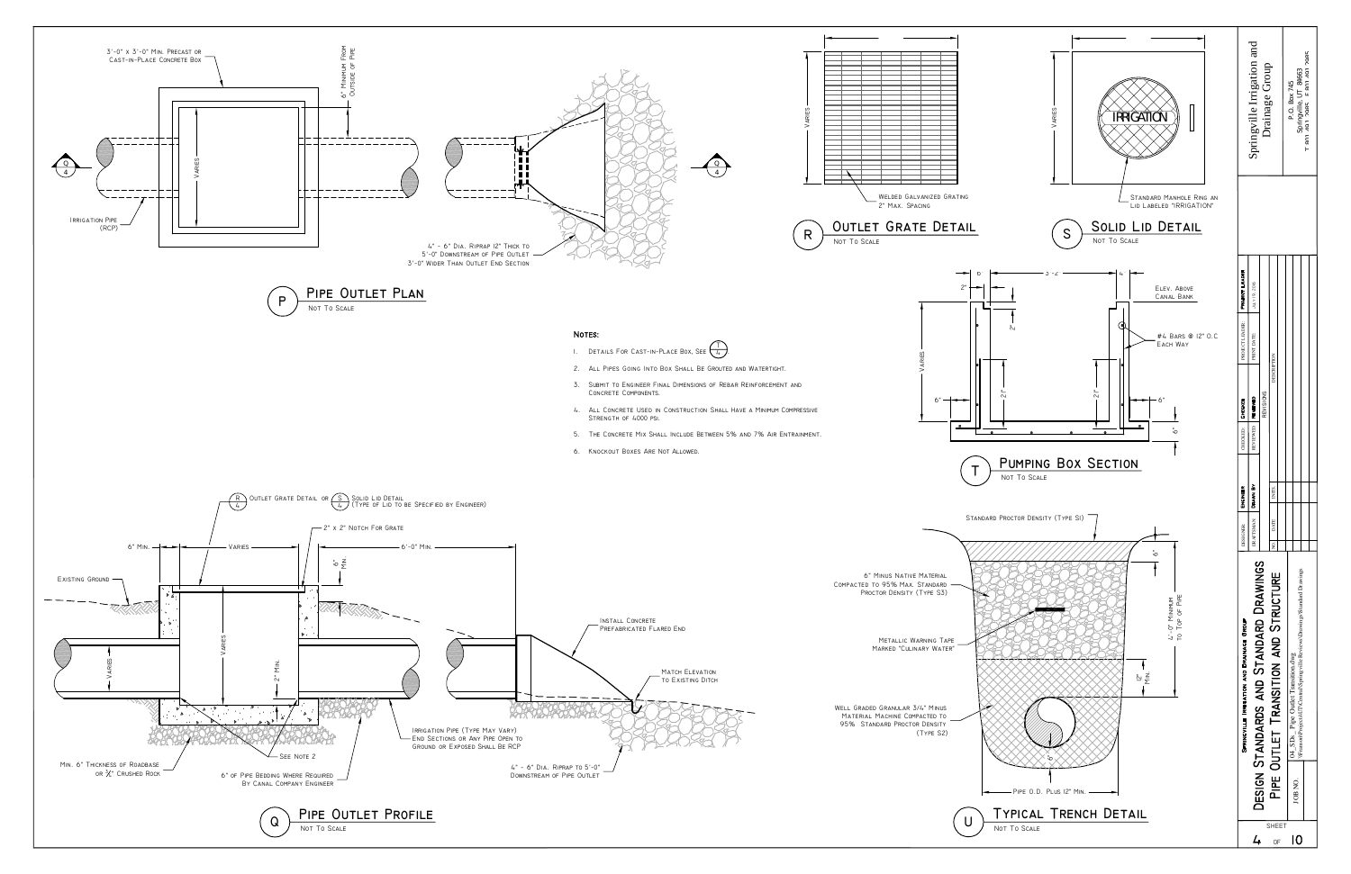3'-0" x 3'-0" Min. Precast or Cast-in-Place Concrete Box

6" Minimum From Outside of Pipe

Varies

Irrigation Pipe (RCP)

4" - 6" Dia. Riprap 12" Thick to 5'-0" Downstream of Pipe Outlet 3'-0" Wider Than Outlet End Section

## P — Pipe Outlet Plan

Not To Scale

Varies

Welded Galvanized Grating 2" Max. Spacing

## R — Outlet Grate Detail

Not To Scale

Varies

IRRIGATION

Standard Manhole Ring an Lid Labeled "IRRIGATION"

## S — Solid Lid Detail

Not To Scale

**Notes:**

1. Details For Cast-in-Place Box, See T/4.
2. All Pipes Going Into Box Shall Be Grouted and Watertight.
3. Submit to Engineer Final Dimensions of Rebar Reinforcement and Concrete Components.
4. All Concrete Used in Construction Shall Have a Minimum Compressive Strength of 4000 psi.
5. The Concrete Mix Shall Include Between 5% and 7% Air Entrainment.
6. Knockout Boxes Are Not Allowed.

6" — 3'-2" — 6"

2"

Elev. Above Canal Bank

#4 Bars @ 12" O.C Each Way

Varies

2'

6"

6"

6"

## T — Pumping Box Section

Not To Scale

R/4 Outlet Grate Detail or S/4 Solid Lid Detail (Type of Lid to be Specified by Engineer)

2" x 2" Notch For Grate

6" Min.

Varies

6'-0" Min.

6" Min.

Existing Ground

Varies

2" Min.

Install Concrete Prefabricated Flared End

Match Elevation to Existing Ditch

Irrigation Pipe (Type May Vary) End Sections or Any Pipe Open to Ground or Exposed Shall Be RCP

See Note 2

Min. 6" Thickness of Roadbase or ¾" Crushed Rock

6" of Pipe Bedding Where Required By Canal Company Engineer

4" - 6" Dia. Riprap to 5'-0" Downstream of Pipe Outlet

## Q — Pipe Outlet Profile

Not To Scale

Standard Proctor Density (Type S1)

6" Minus Native Material Compacted to 95% Max. Standard Proctor Density (Type S3)

Metallic Warning Tape Marked "Culinary Water"

Well Graded Granular 3/4" Minus Material Machine Compacted to 95% Standard Proctor Density (Type S2)

6"

4'-0" Minimum to Top of Pipe

12" Min.

6"

Pipe O.D. Plus 12" Min.

## U — Typical Trench Detail

Not To Scale

Springville Irrigation and Drainage Group

P.O. Box 745
Springville, UT 84663
T 801 491 7085 F 801 491 7085

| Designer | Engineer | Checked | Project Leader |
|---|---|---|---|
| Draftsman | Drawn By | Reviewed | Project Lead Date: July 19, 2016 |

Revisions

| No. | Date | Notes | Description |
|---|---|---|---|

Springville Irrigation and Drainage Group

# Design Standards and Standard Drawings
# Pipe Outlet Transition and Structure

04_STD_ Pipe Outlet Transition.dwg

Job No.

Sheet 4 of 10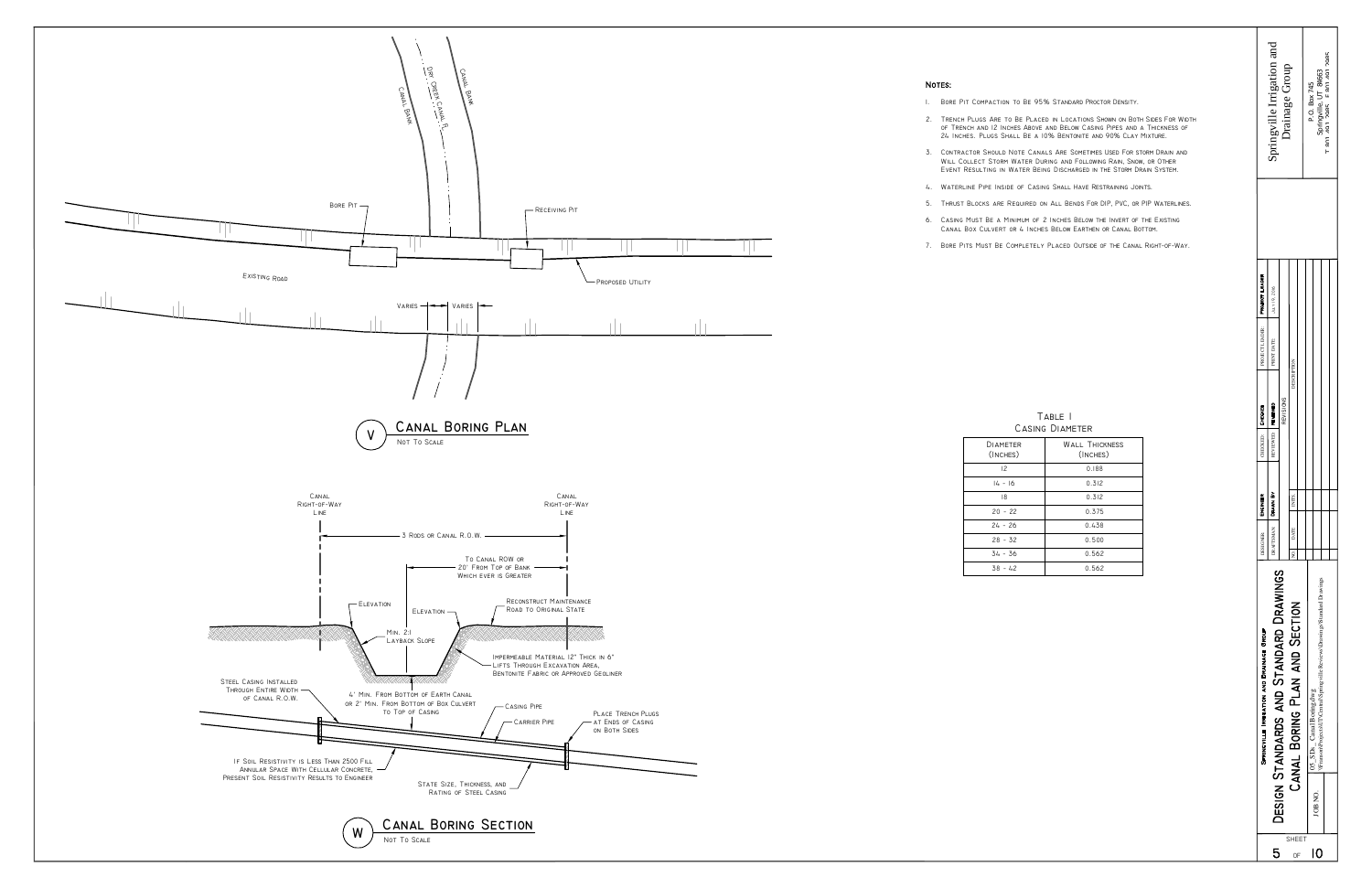## V — Canal Boring Plan

Not To Scale

Dry Creek Canal ℄

Canal Bank

Canal Bank

Bore Pit

Receiving Pit

Existing Road

Proposed Utility

Varies

Varies

## W — Canal Boring Section

Not To Scale

Canal Right-of-Way Line

Canal Right-of-Way Line

3 Rods or Canal R.O.W.

To Canal ROW or 20' From Top of Bank Which ever is Greater

Elevation

Elevation

Min. 2:1 Layback Slope

Reconstruct Maintenance Road to Original State

Impermeable Material 12" Thick in 6" Lifts Through Excavation Area, Bentonite Fabric or Approved Geoliner

Steel Casing Installed Through Entire Width of Canal R.O.W.

4' Min. From Bottom of Earth Canal or 2' Min. From Bottom of Box Culvert to Top of Casing

Casing Pipe

Carrier Pipe

Place Trench Plugs at Ends of Casing on Both Sides

If Soil Resistivity is Less Than 2500 Fill Annular Space With Cellular Concrete, Present Soil Resistivity Results to Engineer

State Size, Thickness, and Rating of Steel Casing

## Notes:

1. Bore Pit Compaction to Be 95% Standard Proctor Density.
2. Trench Plugs Are to Be Placed in Locations Shown on Both Sides For Width of Trench and 12 Inches Above and Below Casing Pipes and a Thickness of 24 Inches. Plugs Shall Be a 10% Bentonite and 90% Clay Mixture.
3. Contractor Should Note Canals Are Sometimes Used For Storm Drain and Will Collect Storm Water During and Following Rain, Snow, or Other Event Resulting in Water Being Discharged in the Storm Drain System.
4. Waterline Pipe Inside of Casing Shall Have Restraining Joints.
5. Thrust Blocks are Required on All Bends For DIP, PVC, or PIP Waterlines.
6. Casing Must Be a Minimum of 2 Inches Below the Invert of the Existing Canal Box Culvert or 4 Inches Below Earthen or Canal Bottom.
7. Bore Pits Must Be Completely Placed Outside of the Canal Right-of-Way.

### Table 1
### Casing Diameter

| Diameter (Inches) | Wall Thickness (Inches) |
|---|---|
| 12 | 0.188 |
| 14 - 16 | 0.312 |
| 18 | 0.312 |
| 20 - 22 | 0.375 |
| 24 - 26 | 0.438 |
| 28 - 32 | 0.500 |
| 34 - 36 | 0.562 |
| 38 - 42 | 0.562 |

Springville Irrigation and Drainage Group

P.O. Box 745
Springville, UT 84663
T 801 489 5085 F 801 489 5085

| Designer: | Engineer | Checked: | Checked | Project Leader: | Project Leader |
|---|---|---|---|---|---|
| Draftsman: | Drawn By | Reviewed: | Reviewed | Print Date: | July 19, 2016 |

Revisions

| No. | Date | Initl | Description |
|---|---|---|---|
| | | | |

Springville Irrigation and Drainage Group

# Design Standards and Standard Drawings
# Canal Boring Plan and Section

05_SIDs_CanalBoring.dwg
W:\exact\Projects\SUT\Central\Springville\Reviews\Drawings\Standard Drawings

Job No.

Sheet 5 of 10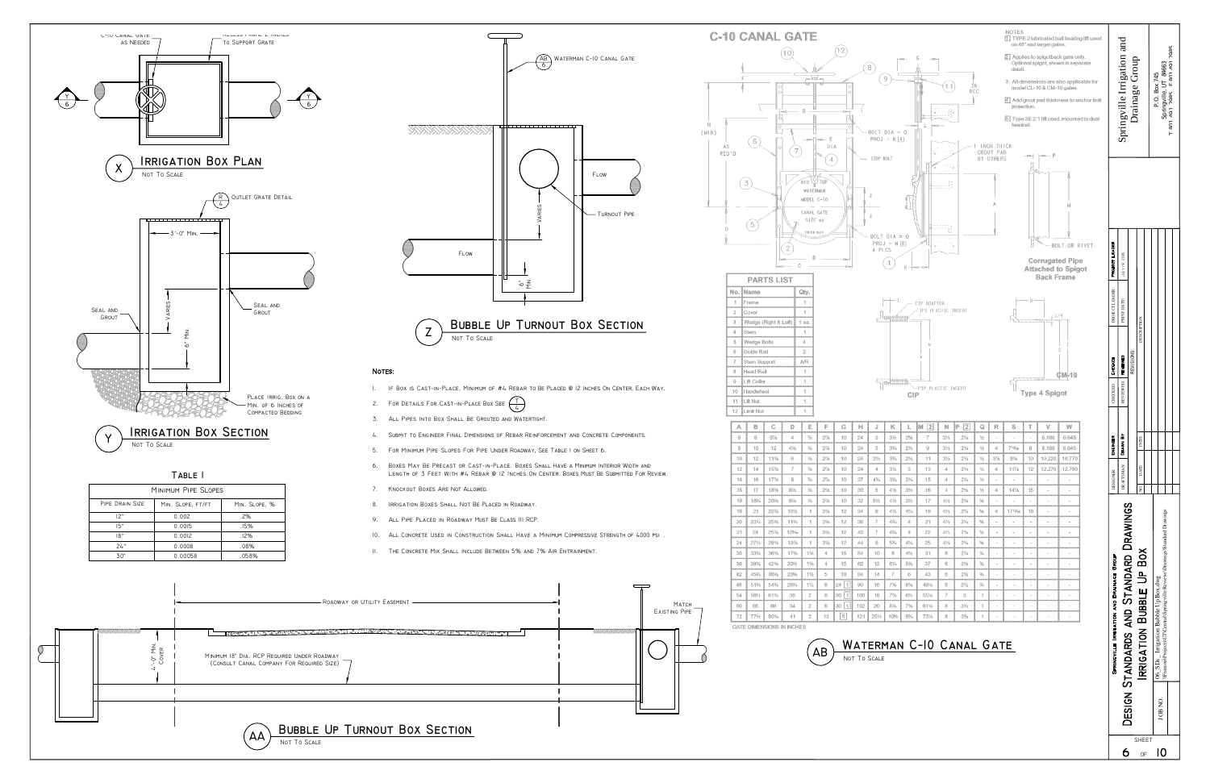## X — Irrigation Box Plan

Not To Scale

C-10 Canal Gate as Needed

Recess Frame 2 Inches to Support Grate

## Y — Irrigation Box Section

Not To Scale

Outlet Grate Detail

3'-0" Min.

Varies

6" Min.

Seal and Grout

Seal and Grout

Place Irrig. Box on a Min. of 6 Inches of Compacted Bedding

### Table I

| Minimum Pipe Slopes | | |
|---|---|---|
| Pipe Drain Size | Min. Slope, ft/ft | Min. Slope, % |
| 12" | 0.002 | .2% |
| 15" | 0.0015 | .15% |
| 18" | 0.0012 | .12% |
| 24" | 0.0008 | .08% |
| 30" | 0.00058 | .058% |

## Z — Bubble Up Turnout Box Section

Not To Scale

Waterman C-10 Canal Gate (AB/6)

Flow

Turnout Pipe

Varies

6" Min.

## Notes:

1. If Box is Cast-in-Place, Minimum of #4 Rebar to Be Placed @ 12 Inches On Center, Each Way.
2. For Details For Cast-in-Place Box See T/4
3. All Pipes Into Box Shall Be Grouted and Watertight.
4. Submit to Engineer Final Dimensions of Rebar Reinforcement and Concrete Components.
5. For Minimum Pipe Slopes For Pipe Under Roadway, See Table I on Sheet 6.
6. Boxes May Be Precast or Cast-in-Place. Boxes Shall Have a Minimum Interior Width and Length of 3 Feet With #4 Rebar @ 12 Inches On Center. Boxes Must Be Submitted For Review.
7. Knockout Boxes Are Not Allowed.
8. Irrigation Boxes Shall Not Be Placed in Roadway.
9. All Pipe Placed in Roadway Must Be Class III RCP.
10. All Concrete Used in Construction Shall Have a Minimum Compressive Strength of 4000 psi.
11. The Concrete Mix Shall Include Between 5% and 7% Air Entrainment.

## AA — Bubble Up Turnout Box Section

Not To Scale

Roadway or Utility Easement

Match Existing Pipe

4'-0" Min. Cover

Minimum 18" Dia. RCP Required Under Roadway (Consult Canal Company For Required Size)

## C-10 Canal Gate

NOTES

1. TYPE 2 lubricated ball bearing lift used on 48" and larger gates.
2. Applies to spigotback gate only. Optional spigot, shown in separate detail.
3. All dimensions are also applicable for model CL-10 & CM-10 gates.
4. Add grout pad thickness to anchor bolt projection.
5. Type 3E 2:1 lift used, mounted to dual headrail.

H (MIN)

AS REQ'D

BOLT DIA = O, PROJ = N [4]

STOP BOLT

BOLT DIA = O, PROJ = N [4], 4 PCS

1 INCH THICK GROUT PAD BY OTHERS

36 REC

RED TOP WATERMAN MODEL C-10 CANAL GATE SIZE xx

CIP ADAPTOR, IPS PLASTIC INSERT

PIP PLASTIC INSERT

CIP

BOLT OR RIVET

Corrugated Pipe Attached to Spigot Back Frame

CM-10

Type 4 Spigot

| PARTS LIST | | |
|---|---|---|
| No. | Name | Qty. |
| 1 | Frame | 1 |
| 2 | Cover | 1 |
| 3 | Wedge (Right & Left) | 1 ea. |
| 4 | Stem | 1 |
| 5 | Wedge Bolts | 4 |
| 6 | Guide Rail | 2 |
| 7 | Stem Support | A/R |
| 8 | Head Rail | 1 |
| 9 | Lift Collar | 1 |
| 10 | Handwheel | 1 |
| 11 | Lift Nut | 1 |
| 12 | Limit Nut | 1 |

| A | B | C | D | E | F | G | H | J | K | L | M [3] | N | P [2] | Q | R | S | T | V | W |
|---|---|---|---|---|---|---|---|---|---|---|---|---|---|---|---|---|---|---|---|
| 6 | 8 | 9½ | 4 | ⅜ | 2¼ | 10 | 24 | 3 | 3½ | 2⅝ | 7 | 3½ | 2¼ | ½ | - | - | - | 6.186 | 6.645 |
| 8 | 10 | 12 | 4⅞ | ⅜ | 2¼ | 10 | 24 | 3 | 3⅜ | 2⅝ | 9 | 3½ | 2¼ | ½ | 4 | 7⁹⁄₁₆ | 8 | 8.186 | 8.645 |
| 10 | 12 | 13⅝ | 6 | ⅜ | 2¼ | 10 | 24 | 3½ | 3⅜ | 2⅝ | 11 | 3½ | 2¼ | ½ | 3½ | 9⅝ | 10 | 10.220 | 10.770 |
| 12 | 14 | 15⅝ | 7 | ⅜ | 2¼ | 10 | 24 | 4 | 3½ | 3 | 13 | 4 | 2¼ | ½ | 4 | 11⅞ | 12 | 12.270 | 12.780 |
| 14 | 16 | 17⅝ | 8 | ⅜ | 2¼ | 10 | 27 | 4⅞ | 3⅝ | 3⅝ | 15 | 4 | 2¼ | ½ | - | - | - | - | - |
| 15 | 17 | 18⅝ | 8½ | ⅜ | 2¼ | 10 | 30 | 5 | 4½ | 3⅝ | 16 | 4 | 2¼ | ½ | 4 | 14⅛ | 15 | - | - |
| 16 | 18¼ | 20⅛ | 9⅛ | ⅜ | 2¼ | 10 | 32 | 5½ | 4½ | 3⅝ | 17 | 4½ | 2¼ | ⅝ | - | - | - | - | - |
| 18 | 21 | 22⅞ | 10½ | 1 | 3¼ | 12 | 34 | 6 | 4½ | 4⅝ | 19 | 4½ | 2¼ | ⅝ | 4 | 17⁹⁄₁₆ | 18 | - | - |
| 20 | 23¼ | 25⅛ | 11⅝ | 1 | 3¼ | 12 | 38 | 7 | 4⅞ | 4 | 21 | 4½ | 2¼ | ⅝ | - | - | - | - | - |
| 21 | 24 | 25⅞ | 12³⁄₁₆ | 1 | 3¼ | 12 | 40 | 7 | 4⅞ | 4 | 22 | 4½ | 2¼ | ⅝ | - | - | - | - | - |
| 24 | 27¼ | 29⅛ | 13⅝ | 1 | 3¼ | 12 | 44 | 8 | 5⅜ | 4¾ | 25 | 4½ | 2¼ | ⅝ | - | - | - | - | - |
| 30 | 33⅝ | 36⅛ | 17⅛ | 1¼ | 4 | 15 | 54 | 10 | 6 | 4⅝ | 31 | 6 | 2¼ | ⅝ | - | - | - | - | - |
| 36 | 39⅝ | 42⅛ | 20⅛ | 1¼ | 4 | 15 | 62 | 12 | 6⅞ | 5⅝ | 37 | 6 | 2¼ | ⅝ | - | - | - | - | - |
| 42 | 45⅝ | 48⅛ | 23⅛ | 1¼ | 5 | 18 | 84 | 14 | 7 | 6 | 43 | 6 | 2¼ | ⅝ | - | - | - | - | - |
| 48 | 51⅝ | 54⅛ | 26⅛ | 1¼ | 6 | 24 [1] | 90 | 16 | 7⅝ | 6⅞ | 49⅛ | 6 | 2¼ | ⅝ | - | - | - | - | - |
| 54 | 58¼ | 61½ | 30 | 2 | 6 | 30 [1] | 100 | 18 | 7⅝ | 6⅞ | 55⅝ | 7 | 3 | 1 | - | - | - | - | - |
| 60 | 65 | 68 | 34 | 2 | 6 | 30 [1] | 102 | 20 | 8⅞ | 7⅜ | 61⅝ | 8 | 3½ | 1 | - | - | - | - | - |
| 72 | 77⅞ | 80⅞ | 41 | 2 | 13 | [5] | 121 | 25½ | 10⅝ | 8⅝ | 73⅝ | 8 | 3⅝ | 1 | - | - | - | - | - |

GATE DIMENSIONS IN INCHES

## AB — Waterman C-10 Canal Gate

Not To Scale

Springville Irrigation and Drainage Group

P.O. Box 745, Springville, UT 84663

Springville Irrigation and Drainage Group

Design Standards and Standard Drawings

Irrigation Bubble Up Box

06_STD_ Irrigation Bubble Up Box.dwg

Sheet 6 of 10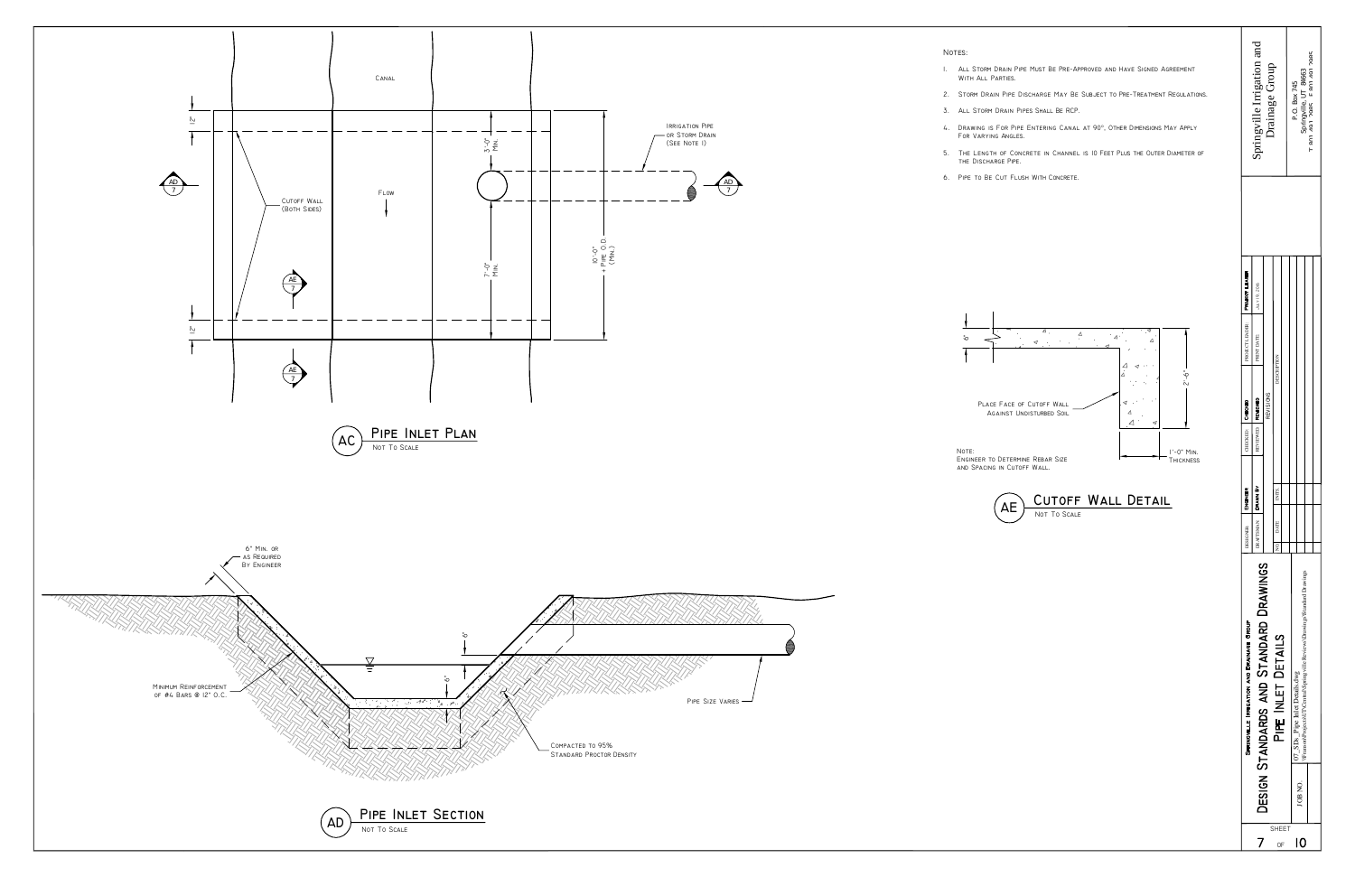## Notes:

1. All Storm Drain Pipe Must Be Pre-Approved and Have Signed Agreement With All Parties.
2. Storm Drain Pipe Discharge May Be Subject to Pre-Treatment Regulations.
3. All Storm Drain Pipes Shall Be RCP.
4. Drawing is For Pipe Entering Canal at 90°, Other Dimensions May Apply For Varying Angles.
5. The Length of Concrete in Channel is 10 Feet Plus the Outer Diameter of the Discharge Pipe.
6. Pipe to Be Cut Flush With Concrete.

Canal

Flow

Cutoff Wall (Both Sides)

Irrigation Pipe or Storm Drain (See Note 1)

12"

12"

3'-0" Min.

7'-0" Min.

10'-0" + Pipe O.D. (Min.)

AD 7

AE 7

## AC Pipe Inlet Plan

Not To Scale

6"

2'-6"

1'-0" Min. Thickness

Place Face of Cutoff Wall Against Undisturbed Soil

Note:
Engineer to Determine Rebar Size and Spacing in Cutoff Wall.

## AE Cutoff Wall Detail

Not To Scale

6" Min. or as Required By Engineer

6"

6"

Minimum Reinforcement of #4 Bars @ 12" O.C.

Pipe Size Varies

Compacted to 95% Standard Proctor Density

## AD Pipe Inlet Section

Not To Scale

---

Springville Irrigation and Drainage Group
P.O. Box 745
Springville, UT 84663

| Designer: | Engineer | Checked: | Checked | Project Leader: | Project Leader |
|---|---|---|---|---|---|
| Draftsman: | Drawn By | Reviewed: | Reviewed | Print Date: | July 19, 2016 |

Revisions

| No. | Date | Init. | Description |
|---|---|---|---|
| | | | |

Springville Irrigation and Drainage Group

# Design Standards and Standard Drawings

## Pipe Inlet Details

07_SDs_Pipe Inlet Details.dwg

Job No.

Sheet 7 of 10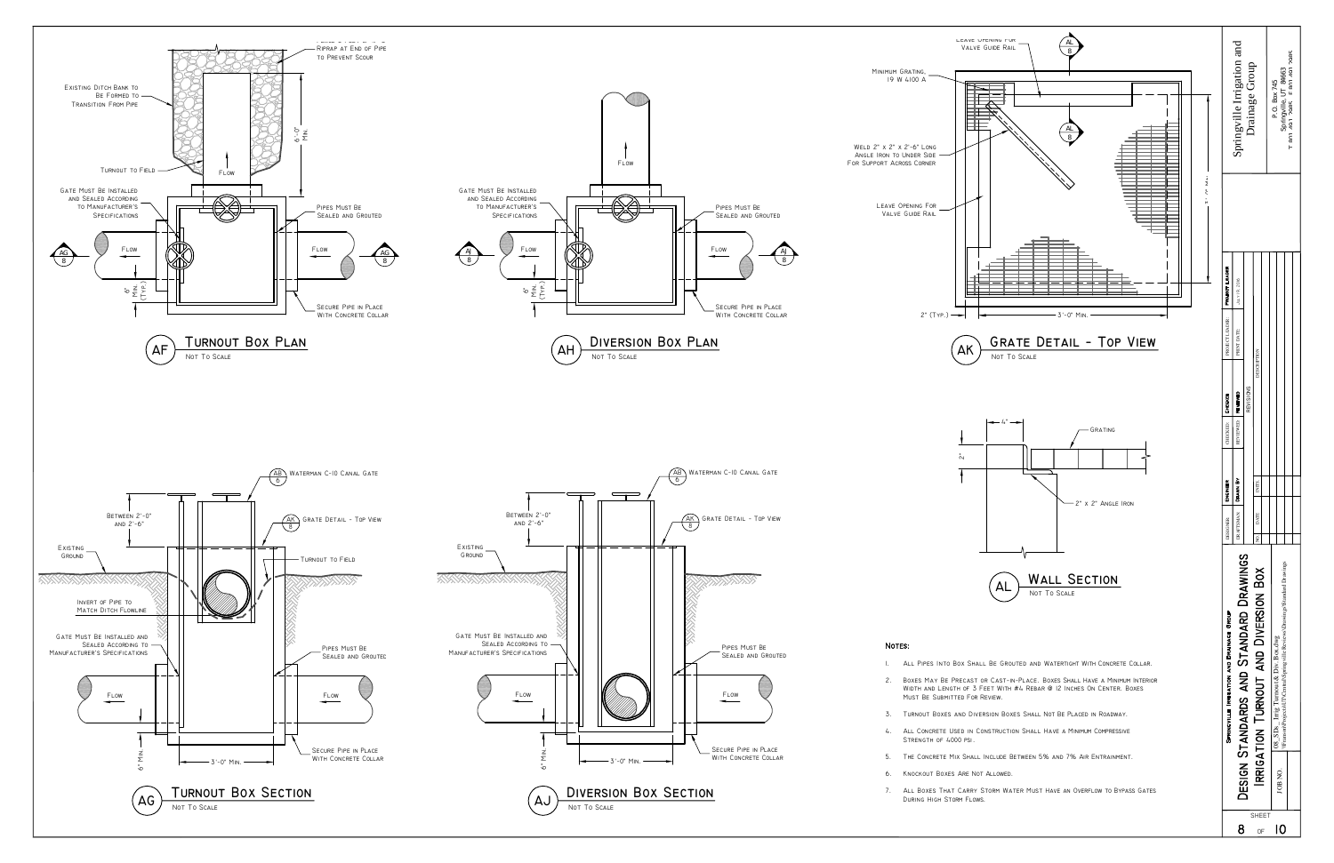## AF — Turnout Box Plan
Not To Scale

- Riprap at End of Pipe to Prevent Scour
- Existing Ditch Bank to Be Formed to Transition From Pipe
- 6'-0" Min.
- Turnout to Field
- Flow
- Gate Must Be Installed and Sealed According to Manufacturer's Specifications
- Pipes Must Be Sealed and Grouted
- Flow
- Flow
- AG / 8
- 6" Min. (Typ.)
- Secure Pipe in Place With Concrete Collar

## AH — Diversion Box Plan
Not To Scale

- Flow
- Gate Must Be Installed and Sealed According to Manufacturer's Specifications
- Pipes Must Be Sealed and Grouted
- Flow
- Flow
- AJ / 8
- 6" Min. (Typ.)
- Secure Pipe in Place With Concrete Collar

## AK — Grate Detail - Top View
Not To Scale

- Leave Opening For Valve Guide Rail
- AL / 8
- Minimum Grating, 19 W 4100 A
- Weld 2" x 2" x 2'-6" Long Angle Iron to Under Side For Support Across Corner
- Leave Opening For Valve Guide Rail
- 3'-0" Min.
- 2" (Typ.)
- 3'-0" Min.

## AG — Turnout Box Section
Not To Scale

- AB / 6 Waterman C-10 Canal Gate
- AK / 8 Grate Detail - Top View
- Between 2'-0" and 2'-6"
- Existing Ground
- Turnout to Field
- Invert of Pipe to Match Ditch Flowline
- Gate Must Be Installed and Sealed According to Manufacturer's Specifications
- Pipes Must Be Sealed and Grouted
- Flow
- Flow
- 6" Min.
- 3'-0" Min.
- Secure Pipe in Place With Concrete Collar

## AJ — Diversion Box Section
Not To Scale

- AB / 6 Waterman C-10 Canal Gate
- AK / 8 Grate Detail - Top View
- Between 2'-0" and 2'-6"
- Existing Ground
- Gate Must Be Installed and Sealed According to Manufacturer's Specifications
- Pipes Must Be Sealed and Grouted
- Flow
- Flow
- 6" Min.
- 3'-0" Min.
- Secure Pipe in Place With Concrete Collar

## AL — Wall Section
Not To Scale

- 4"
- 2"
- Grating
- 2" x 2" Angle Iron

## Notes:

1. All Pipes Into Box Shall Be Grouted and Watertight With Concrete Collar.
2. Boxes May Be Precast or Cast-in-Place. Boxes Shall Have a Minimum Interior Width and Length of 3 Feet With #4 Rebar @ 12 Inches On Center. Boxes Must Be Submitted For Review.
3. Turnout Boxes and Diversion Boxes Shall Not Be Placed in Roadway.
4. All Concrete Used in Construction Shall Have a Minimum Compressive Strength of 4000 psi.
5. The Concrete Mix Shall Include Between 5% and 7% Air Entrainment.
6. Knockout Boxes Are Not Allowed.
7. All Boxes That Carry Storm Water Must Have an Overflow to Bypass Gates During High Storm Flows.

---

Springville Irrigation and Drainage Group
P.O. Box 745
Springville, UT 84663

| Designer | Engineer | Checked | Checked | Project Leader | Project Leader |
|---|---|---|---|---|---|
| Draftsman | Drawn By | Reviewed | Reviewed | Print Date | July 19, 2016 |

Revisions

| No. | Date | Description |
|---|---|---|
| | | |

Springville Irrigation and Drainage Group
# Design Standards and Standard Drawings
## Irrigation Turnout and Diversion Box

08_STD_ Irrig Turnout & Div. Box.dwg

Job No.

Sheet 8 of 10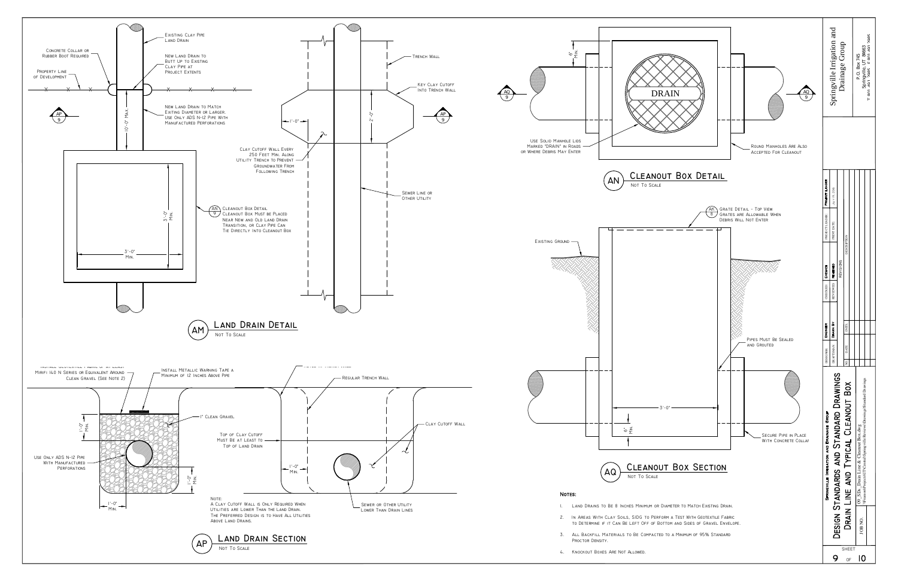## AM — Land Drain Detail
Not To Scale

- Existing Clay Pipe Land Drain
- Concrete Collar or Rubber Boot Required
- Property Line of Development
- New Land Drain to Butt Up to Existing Clay Pipe at Project Extents
- New Land Drain to Match Exiting Diameter or Larger. Use Only ADS N-12 Pipe With Manufactured Perforations
- 10'-0" Max.
- 3'-0" Min.
- 3'-0" Min.
- (AN/9) Cleanout Box Detail. Cleanout Box Must be Placed Near New and Old Land Drain Transition, or Clay Pipe Can Tie Directly Into Cleanout Box
- Trench Wall
- Key Clay Cutoff Into Trench Wall
- 1'-0"
- 2'-0"
- Clay Cutoff Wall Every 250 Feet Min. Along Utility Trench to Prevent Groundwater From Following Trench
- Sewer Line or Other Utility

## AP — Land Drain Section
Not To Scale

- Install Geotextile Fabric of at Least Mirifi 140 N Series or Equivalent Around Clean Gravel (See Note 2)
- Install Metallic Warning Tape a Minimum of 12 Inches Above Pipe
- 1" Clean Gravel
- 1'-0" Min.
- Use Only ADS N-12 Pipe With Manufactured Perforations
- 1'-0" Min.
- 1'-0" Min.
- Regular Trench Wall
- Clay Cutoff Wall
- Top of Clay Cutoff Must Be at Least to Top of Land Drain
- 1'-0" Min.
- Sewer or Other Utility Lower Than Drain Lines

Note: A Clay Cutoff Wall is Only Required When Utilities are Lower Than the Land Drain. The Preferred Design is to Have All Utilities Above Land Drains.

## AN — Cleanout Box Detail
Not To Scale

- 6" Min.
- DRAIN
- Use Solid Manhole Lids Marked "DRAIN" in Roads or Where Debris May Enter
- Round Manholes Are Also Accepted For Cleanout

## AQ — Cleanout Box Section
Not To Scale

- (AK/8) Grate Detail - Top View. Grates are Allowable When Debris Will Not Enter
- Existing Ground
- Pipes Must Be Sealed and Grouted
- 3'-0"
- 6" Min.
- Secure Pipe in Place With Concrete Collar

## Notes:

1. Land Drains to Be 8 Inches Minimum or Diameter to Match Existing Drain.
2. In Areas With Clay Soils, SIDG to Perform a Test With Geotextile Fabric to Determine if it Can Be Left Off of Bottom and Sides of Gravel Envelope.
3. All Backfill Materials to Be Compacted to a Minimum of 95% Standard Proctor Density.
4. Knockout Boxes Are Not Allowed.

---

Springville Irrigation and Drainage Group
P.O. Box 745
Springville, UT 84663

Springville Irrigation and Drainage Group
**Design Standards and Standard Drawings**
**Drain Line and Typical Cleanout Box**

09_SDS_Drain Line & Cleanout Box.dwg

Sheet 9 of 10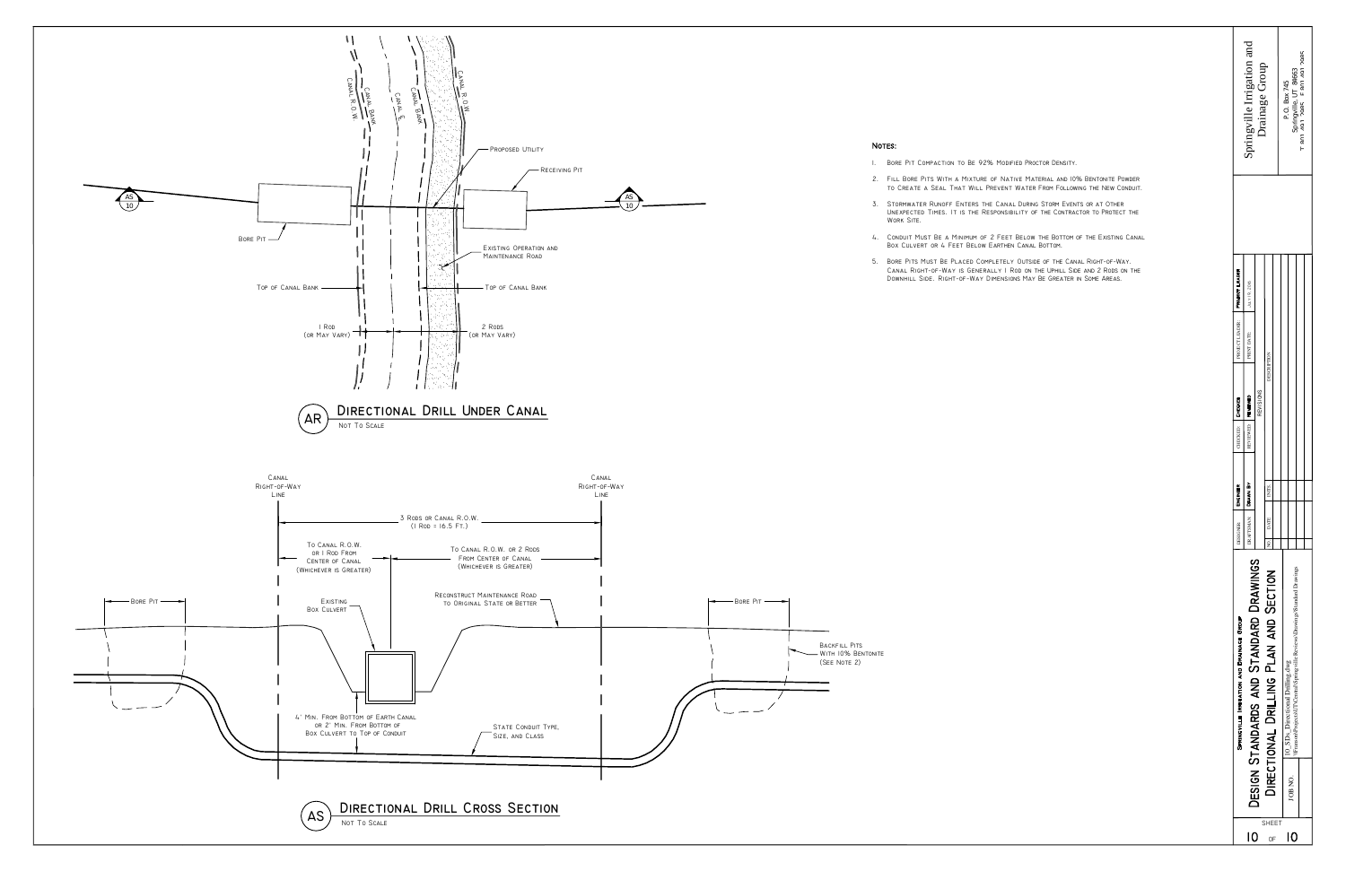## Directional Drill Under Canal

AR — Not To Scale

Canal R.O.W.
Canal Bank
Canal ℄
Canal Bank
Canal R.O.W.
Proposed Utility
Receiving Pit
Bore Pit
Existing Operation and Maintenance Road
Top of Canal Bank
Top of Canal Bank
1 Rod (or May Vary)
2 Rods (or May Vary)
AS 10
AS 10

## Directional Drill Cross Section

AS — Not To Scale

Canal Right-of-Way Line
Canal Right-of-Way Line
3 Rods or Canal R.O.W. (1 Rod = 16.5 Ft.)
To Canal R.O.W. or 1 Rod From Center of Canal (Whichever is Greater)
To Canal R.O.W. or 2 Rods From Center of Canal (Whichever is Greater)
Bore Pit
Bore Pit
Existing Box Culvert
Reconstruct Maintenance Road to Original State or Better
Backfill Pits with 10% Bentonite (See Note 2)
4' Min. From Bottom of Earth Canal or 2' Min. From Bottom of Box Culvert to Top of Conduit
State Conduit Type, Size, and Class

### Notes:

1. Bore Pit Compaction to Be 92% Modified Proctor Density.
2. Fill Bore Pits With a Mixture of Native Material and 10% Bentonite Powder to Create a Seal That Will Prevent Water From Following the New Conduit.
3. Stormwater Runoff Enters the Canal During Storm Events or at Other Unexpected Times. It is the Responsibility of the Contractor to Protect the Work Site.
4. Conduit Must Be a Minimum of 2 Feet Below the Bottom of the Existing Canal Box Culvert or 4 Feet Below Earthen Canal Bottom.
5. Bore Pits Must Be Placed Completely Outside of the Canal Right-of-Way. Canal Right-of-Way is Generally 1 Rod on the Uphill Side and 2 Rods on the Downhill Side. Right-of-Way Dimensions May Be Greater in Some Areas.

Springville Irrigation and Drainage Group
P.O. Box 745
Springville, UT 84663

Springville Irrigation and Drainage Group
Design Standards and Standard Drawings
Directional Drilling Plan and Section

| | | | | | |
|---|---|---|---|---|---|
| DESIGNER: | ENGINEER | CHECKED: | CHECKED | PROJECT LEADER: | PROJECT LEADER |
| DRAFTSMAN: | DRAWN BY | REVIEWED: | REVIEWED | PRINT DATE: | JULY 19, 2016 |

REVISIONS

| NO. | DATE | INITS. | DESCRIPTION |
|---|---|---|---|
| | | | |

JOB NO.

10_SDs_Directional Drilling.dwg

SHEET 10 OF 10